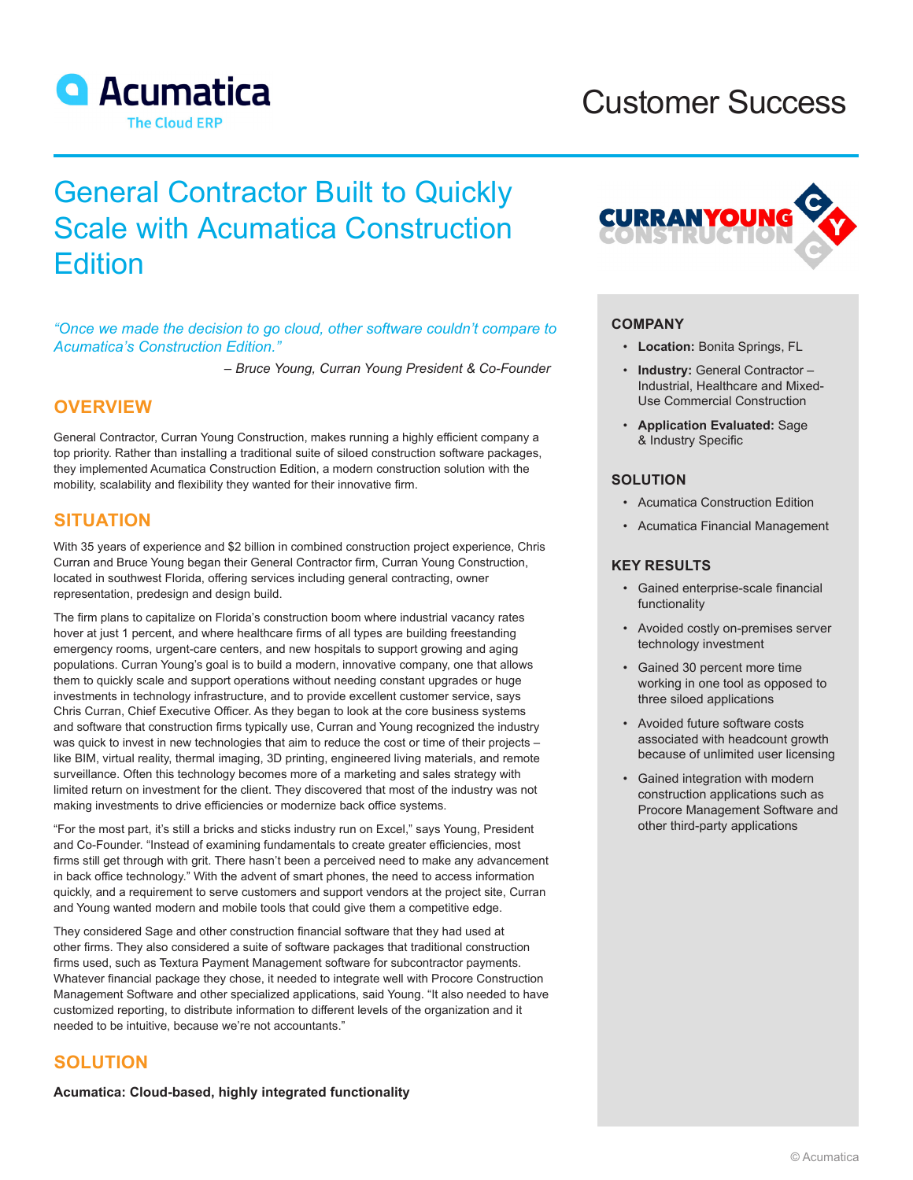Acumatica
The Cloud ERP

Customer Success

# General Contractor Built to Quickly Scale with Acumatica Construction Edition

*"Once we made the decision to go cloud, other software couldn't compare to Acumatica's Construction Edition."*

*– Bruce Young, Curran Young President & Co-Founder*

## OVERVIEW

General Contractor, Curran Young Construction, makes running a highly efficient company a top priority. Rather than installing a traditional suite of siloed construction software packages, they implemented Acumatica Construction Edition, a modern construction solution with the mobility, scalability and flexibility they wanted for their innovative firm.

## SITUATION

With 35 years of experience and $2 billion in combined construction project experience, Chris Curran and Bruce Young began their General Contractor firm, Curran Young Construction, located in southwest Florida, offering services including general contracting, owner representation, predesign and design build.

The firm plans to capitalize on Florida's construction boom where industrial vacancy rates hover at just 1 percent, and where healthcare firms of all types are building freestanding emergency rooms, urgent-care centers, and new hospitals to support growing and aging populations. Curran Young's goal is to build a modern, innovative company, one that allows them to quickly scale and support operations without needing constant upgrades or huge investments in technology infrastructure, and to provide excellent customer service, says Chris Curran, Chief Executive Officer. As they began to look at the core business systems and software that construction firms typically use, Curran and Young recognized the industry was quick to invest in new technologies that aim to reduce the cost or time of their projects – like BIM, virtual reality, thermal imaging, 3D printing, engineered living materials, and remote surveillance. Often this technology becomes more of a marketing and sales strategy with limited return on investment for the client. They discovered that most of the industry was not making investments to drive efficiencies or modernize back office systems.

"For the most part, it's still a bricks and sticks industry run on Excel," says Young, President and Co-Founder. "Instead of examining fundamentals to create greater efficiencies, most firms still get through with grit. There hasn't been a perceived need to make any advancement in back office technology." With the advent of smart phones, the need to access information quickly, and a requirement to serve customers and support vendors at the project site, Curran and Young wanted modern and mobile tools that could give them a competitive edge.

They considered Sage and other construction financial software that they had used at other firms. They also considered a suite of software packages that traditional construction firms used, such as Textura Payment Management software for subcontractor payments. Whatever financial package they chose, it needed to integrate well with Procore Construction Management Software and other specialized applications, said Young. "It also needed to have customized reporting, to distribute information to different levels of the organization and it needed to be intuitive, because we're not accountants."

## SOLUTION

**Acumatica: Cloud-based, highly integrated functionality**

---

CURRAN YOUNG CONSTRUCTION

### COMPANY

- **Location:** Bonita Springs, FL
- **Industry:** General Contractor – Industrial, Healthcare and Mixed-Use Commercial Construction
- **Application Evaluated:** Sage & Industry Specific

### SOLUTION

- Acumatica Construction Edition
- Acumatica Financial Management

### KEY RESULTS

- Gained enterprise-scale financial functionality
- Avoided costly on-premises server technology investment
- Gained 30 percent more time working in one tool as opposed to three siloed applications
- Avoided future software costs associated with headcount growth because of unlimited user licensing
- Gained integration with modern construction applications such as Procore Management Software and other third-party applications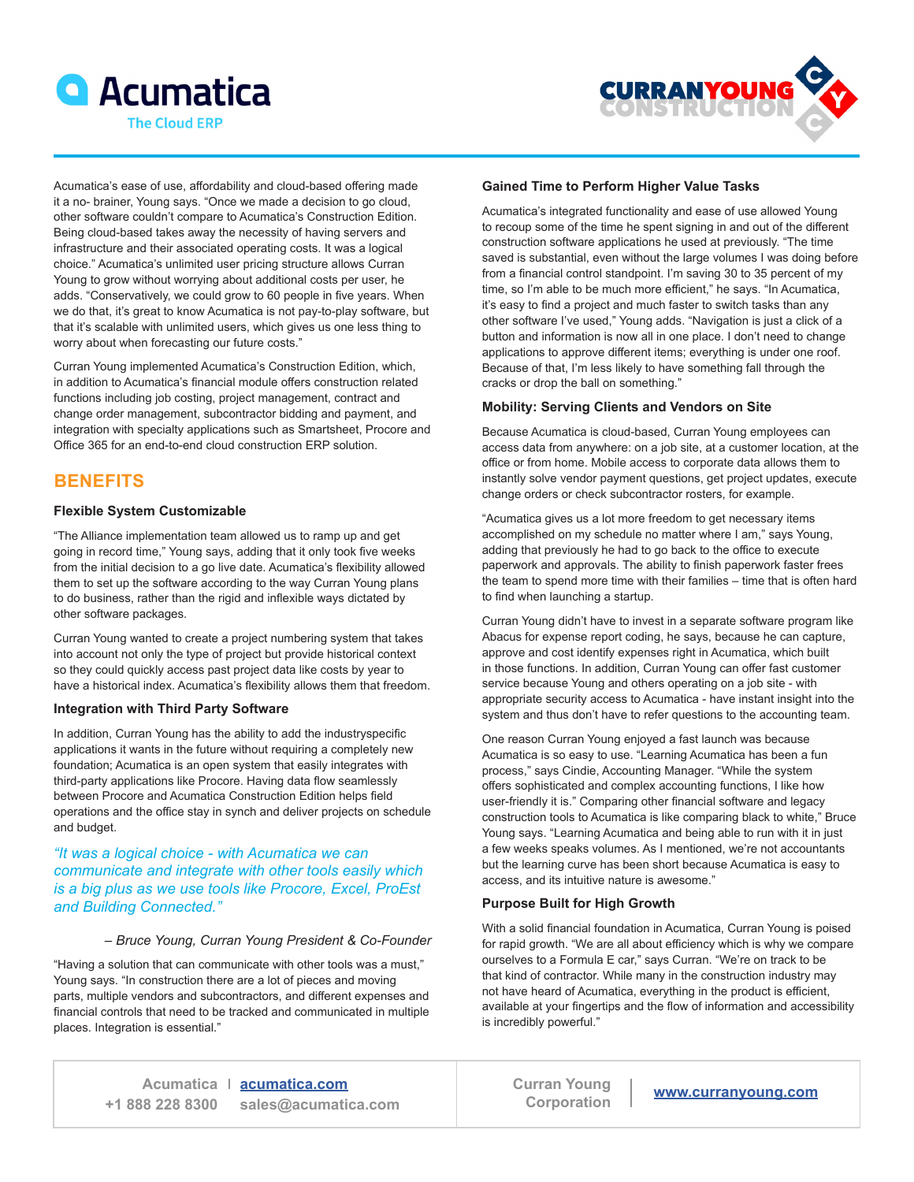Acumatica's ease of use, affordability and cloud-based offering made it a no- brainer, Young says. "Once we made a decision to go cloud, other software couldn't compare to Acumatica's Construction Edition. Being cloud-based takes away the necessity of having servers and infrastructure and their associated operating costs. It was a logical choice." Acumatica's unlimited user pricing structure allows Curran Young to grow without worrying about additional costs per user, he adds. "Conservatively, we could grow to 60 people in five years. When we do that, it's great to know Acumatica is not pay-to-play software, but that it's scalable with unlimited users, which gives us one less thing to worry about when forecasting our future costs."

Curran Young implemented Acumatica's Construction Edition, which, in addition to Acumatica's financial module offers construction related functions including job costing, project management, contract and change order management, subcontractor bidding and payment, and integration with specialty applications such as Smartsheet, Procore and Office 365 for an end-to-end cloud construction ERP solution.

## BENEFITS

### Flexible System Customizable

"The Alliance implementation team allowed us to ramp up and get going in record time," Young says, adding that it only took five weeks from the initial decision to a go live date. Acumatica's flexibility allowed them to set up the software according to the way Curran Young plans to do business, rather than the rigid and inflexible ways dictated by other software packages.

Curran Young wanted to create a project numbering system that takes into account not only the type of project but provide historical context so they could quickly access past project data like costs by year to have a historical index. Acumatica's flexibility allows them that freedom.

### Integration with Third Party Software

In addition, Curran Young has the ability to add the industryspecific applications it wants in the future without requiring a completely new foundation; Acumatica is an open system that easily integrates with third-party applications like Procore. Having data flow seamlessly between Procore and Acumatica Construction Edition helps field operations and the office stay in synch and deliver projects on schedule and budget.

*"It was a logical choice - with Acumatica we can communicate and integrate with other tools easily which is a big plus as we use tools like Procore, Excel, ProEst and Building Connected."*

*– Bruce Young, Curran Young President & Co-Founder*

"Having a solution that can communicate with other tools was a must," Young says. "In construction there are a lot of pieces and moving parts, multiple vendors and subcontractors, and different expenses and financial controls that need to be tracked and communicated in multiple places. Integration is essential."

### Gained Time to Perform Higher Value Tasks

Acumatica's integrated functionality and ease of use allowed Young to recoup some of the time he spent signing in and out of the different construction software applications he used at previously. "The time saved is substantial, even without the large volumes I was doing before from a financial control standpoint. I'm saving 30 to 35 percent of my time, so I'm able to be much more efficient," he says. "In Acumatica, it's easy to find a project and much faster to switch tasks than any other software I've used," Young adds. "Navigation is just a click of a button and information is now all in one place. I don't need to change applications to approve different items; everything is under one roof. Because of that, I'm less likely to have something fall through the cracks or drop the ball on something."

### Mobility: Serving Clients and Vendors on Site

Because Acumatica is cloud-based, Curran Young employees can access data from anywhere: on a job site, at a customer location, at the office or from home. Mobile access to corporate data allows them to instantly solve vendor payment questions, get project updates, execute change orders or check subcontractor rosters, for example.

"Acumatica gives us a lot more freedom to get necessary items accomplished on my schedule no matter where I am," says Young, adding that previously he had to go back to the office to execute paperwork and approvals. The ability to finish paperwork faster frees the team to spend more time with their families – time that is often hard to find when launching a startup.

Curran Young didn't have to invest in a separate software program like Abacus for expense report coding, he says, because he can capture, approve and cost identify expenses right in Acumatica, which built in those functions. In addition, Curran Young can offer fast customer service because Young and others operating on a job site - with appropriate security access to Acumatica - have instant insight into the system and thus don't have to refer questions to the accounting team.

One reason Curran Young enjoyed a fast launch was because Acumatica is so easy to use. "Learning Acumatica has been a fun process," says Cindie, Accounting Manager. "While the system offers sophisticated and complex accounting functions, I like how user-friendly it is." Comparing other financial software and legacy construction tools to Acumatica is like comparing black to white," Bruce Young says. "Learning Acumatica and being able to run with it in just a few weeks speaks volumes. As I mentioned, we're not accountants but the learning curve has been short because Acumatica is easy to access, and its intuitive nature is awesome."

### Purpose Built for High Growth

With a solid financial foundation in Acumatica, Curran Young is poised for rapid growth. "We are all about efficiency which is why we compare ourselves to a Formula E car," says Curran. "We're on track to be that kind of contractor. While many in the construction industry may not have heard of Acumatica, everything in the product is efficient, available at your fingertips and the flow of information and accessibility is incredibly powerful."

Acumatica | acumatica.com
+1 888 228 8300 sales@acumatica.com

Curran Young Corporation | www.curranyoung.com